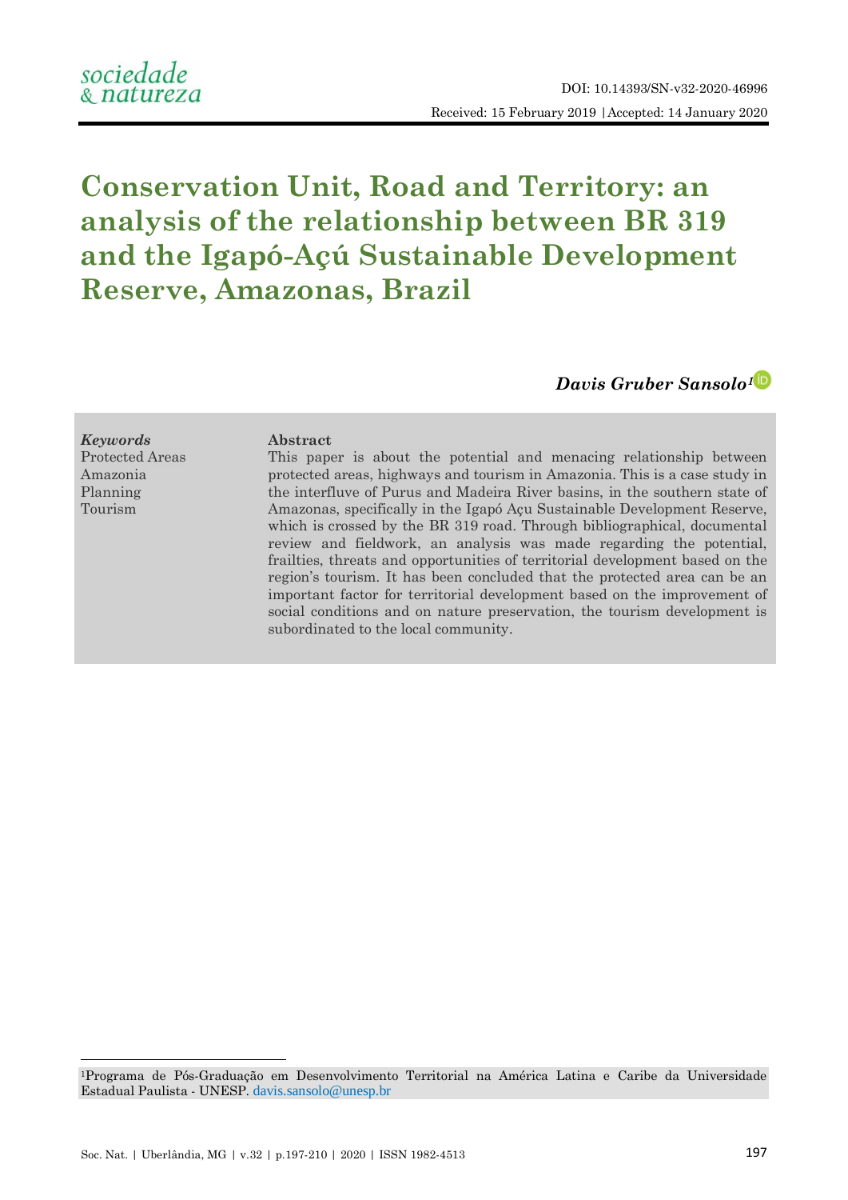DOI: 10.14393/SN-v32-2020-46996

Received: 15 February 2019 | Accepted: 14 January 2020

# Conservation Unit, Road and Territory: an analysis of the relationship between BR 319 and the Igapó-Açú Sustainable Development Reserve, Amazonas, Brazil

***Davis Gruber Sansolo***[1]

***Keywords***
Protected Areas
Amazonia
Planning
Tourism

**Abstract**

This paper is about the potential and menacing relationship between protected areas, highways and tourism in Amazonia. This is a case study in the interfluve of Purus and Madeira River basins, in the southern state of Amazonas, specifically in the Igapó Açu Sustainable Development Reserve, which is crossed by the BR 319 road. Through bibliographical, documental review and fieldwork, an analysis was made regarding the potential, frailties, threats and opportunities of territorial development based on the region's tourism. It has been concluded that the protected area can be an important factor for territorial development based on the improvement of social conditions and on nature preservation, the tourism development is subordinated to the local community.

---

[1]Programa de Pós-Graduação em Desenvolvimento Territorial na América Latina e Caribe da Universidade Estadual Paulista - UNESP. davis.sansolo@unesp.br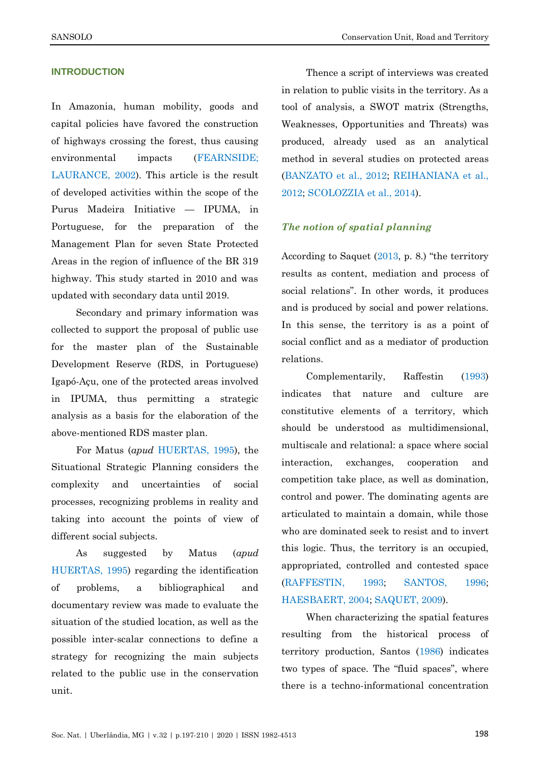## INTRODUCTION

In Amazonia, human mobility, goods and capital policies have favored the construction of highways crossing the forest, thus causing environmental impacts (FEARNSIDE; LAURANCE, 2002). This article is the result of developed activities within the scope of the Purus Madeira Initiative — IPUMA, in Portuguese, for the preparation of the Management Plan for seven State Protected Areas in the region of influence of the BR 319 highway. This study started in 2010 and was updated with secondary data until 2019.

Secondary and primary information was collected to support the proposal of public use for the master plan of the Sustainable Development Reserve (RDS, in Portuguese) Igapó-Açu, one of the protected areas involved in IPUMA, thus permitting a strategic analysis as a basis for the elaboration of the above-mentioned RDS master plan.

For Matus (*apud* HUERTAS, 1995), the Situational Strategic Planning considers the complexity and uncertainties of social processes, recognizing problems in reality and taking into account the points of view of different social subjects.

As suggested by Matus (*apud* HUERTAS, 1995) regarding the identification of problems, a bibliographical and documentary review was made to evaluate the situation of the studied location, as well as the possible inter-scalar connections to define a strategy for recognizing the main subjects related to the public use in the conservation unit.

Thence a script of interviews was created in relation to public visits in the territory. As a tool of analysis, a SWOT matrix (Strengths, Weaknesses, Opportunities and Threats) was produced, already used as an analytical method in several studies on protected areas (BANZATO et al., 2012; REIHANIANA et al., 2012; SCOLOZZIA et al., 2014).

### *The notion of spatial planning*

According to Saquet (2013, p. 8.) "the territory results as content, mediation and process of social relations". In other words, it produces and is produced by social and power relations. In this sense, the territory is as a point of social conflict and as a mediator of production relations.

Complementarily, Raffestin (1993) indicates that nature and culture are constitutive elements of a territory, which should be understood as multidimensional, multiscale and relational: a space where social interaction, exchanges, cooperation and competition take place, as well as domination, control and power. The dominating agents are articulated to maintain a domain, while those who are dominated seek to resist and to invert this logic. Thus, the territory is an occupied, appropriated, controlled and contested space (RAFFESTIN, 1993; SANTOS, 1996; HAESBAERT, 2004; SAQUET, 2009).

When characterizing the spatial features resulting from the historical process of territory production, Santos (1986) indicates two types of space. The "fluid spaces", where there is a techno-informational concentration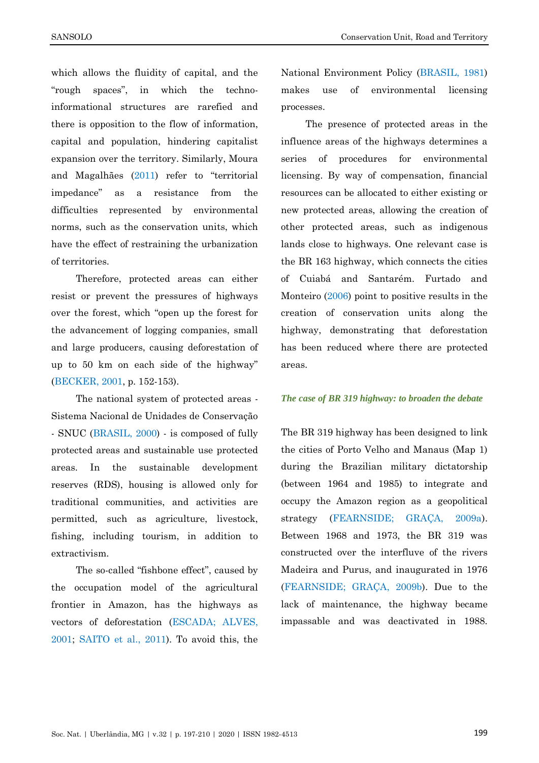which allows the fluidity of capital, and the "rough spaces", in which the techno-informational structures are rarefied and there is opposition to the flow of information, capital and population, hindering capitalist expansion over the territory. Similarly, Moura and Magalhães (2011) refer to "territorial impedance" as a resistance from the difficulties represented by environmental norms, such as the conservation units, which have the effect of restraining the urbanization of territories.

Therefore, protected areas can either resist or prevent the pressures of highways over the forest, which "open up the forest for the advancement of logging companies, small and large producers, causing deforestation of up to 50 km on each side of the highway" (BECKER, 2001, p. 152-153).

The national system of protected areas - Sistema Nacional de Unidades de Conservação - SNUC (BRASIL, 2000) - is composed of fully protected areas and sustainable use protected areas. In the sustainable development reserves (RDS), housing is allowed only for traditional communities, and activities are permitted, such as agriculture, livestock, fishing, including tourism, in addition to extractivism.

The so-called "fishbone effect", caused by the occupation model of the agricultural frontier in Amazon, has the highways as vectors of deforestation (ESCADA; ALVES, 2001; SAITO et al., 2011). To avoid this, the National Environment Policy (BRASIL, 1981) makes use of environmental licensing processes.

The presence of protected areas in the influence areas of the highways determines a series of procedures for environmental licensing. By way of compensation, financial resources can be allocated to either existing or new protected areas, allowing the creation of other protected areas, such as indigenous lands close to highways. One relevant case is the BR 163 highway, which connects the cities of Cuiabá and Santarém. Furtado and Monteiro (2006) point to positive results in the creation of conservation units along the highway, demonstrating that deforestation has been reduced where there are protected areas.

### *The case of BR 319 highway: to broaden the debate*

The BR 319 highway has been designed to link the cities of Porto Velho and Manaus (Map 1) during the Brazilian military dictatorship (between 1964 and 1985) to integrate and occupy the Amazon region as a geopolitical strategy (FEARNSIDE; GRAÇA, 2009a). Between 1968 and 1973, the BR 319 was constructed over the interfluve of the rivers Madeira and Purus, and inaugurated in 1976 (FEARNSIDE; GRAÇA, 2009b). Due to the lack of maintenance, the highway became impassable and was deactivated in 1988.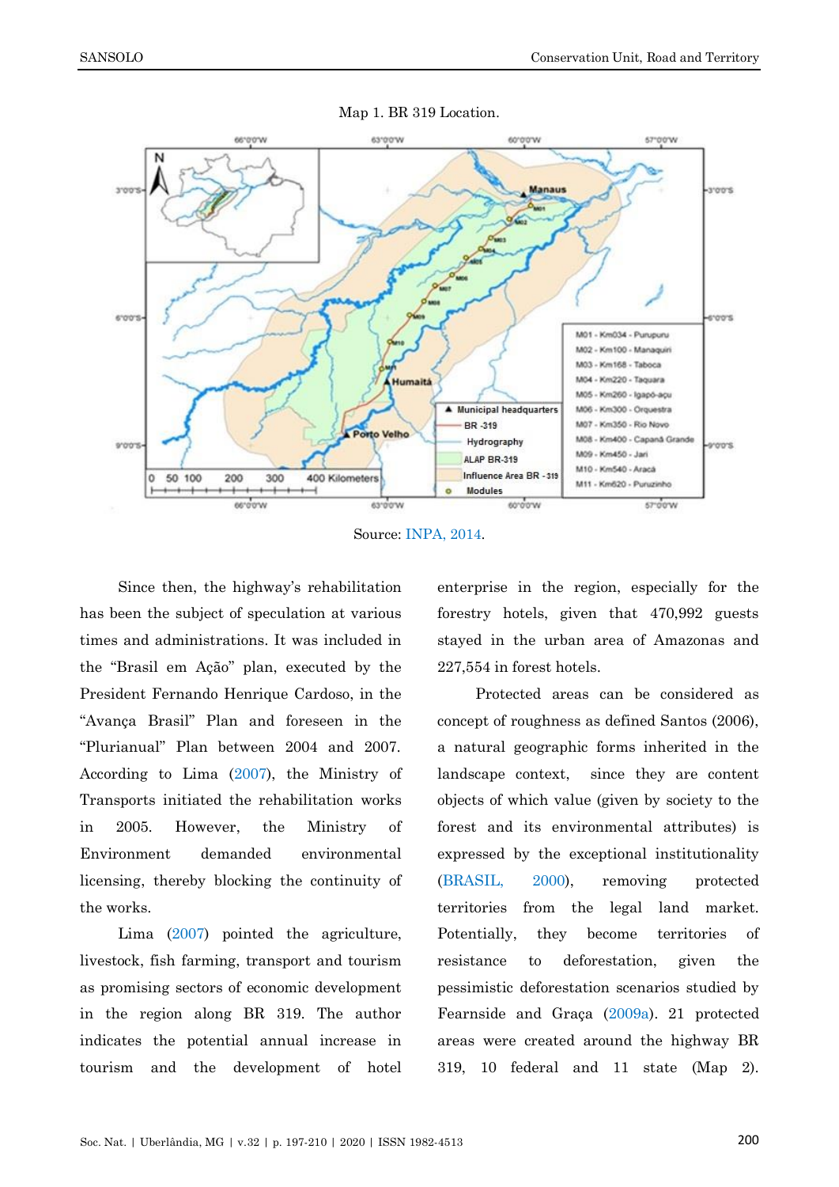Map 1. BR 319 Location.

Source: INPA, 2014.

Since then, the highway's rehabilitation has been the subject of speculation at various times and administrations. It was included in the "Brasil em Ação" plan, executed by the President Fernando Henrique Cardoso, in the "Avança Brasil" Plan and foreseen in the "Plurianual" Plan between 2004 and 2007. According to Lima (2007), the Ministry of Transports initiated the rehabilitation works in 2005. However, the Ministry of Environment demanded environmental licensing, thereby blocking the continuity of the works.

Lima (2007) pointed the agriculture, livestock, fish farming, transport and tourism as promising sectors of economic development in the region along BR 319. The author indicates the potential annual increase in tourism and the development of hotel enterprise in the region, especially for the forestry hotels, given that 470,992 guests stayed in the urban area of Amazonas and 227,554 in forest hotels.

Protected areas can be considered as concept of roughness as defined Santos (2006), a natural geographic forms inherited in the landscape context, since they are content objects of which value (given by society to the forest and its environmental attributes) is expressed by the exceptional institutionality (BRASIL, 2000), removing protected territories from the legal land market. Potentially, they become territories of resistance to deforestation, given the pessimistic deforestation scenarios studied by Fearnside and Graça (2009a). 21 protected areas were created around the highway BR 319, 10 federal and 11 state (Map 2).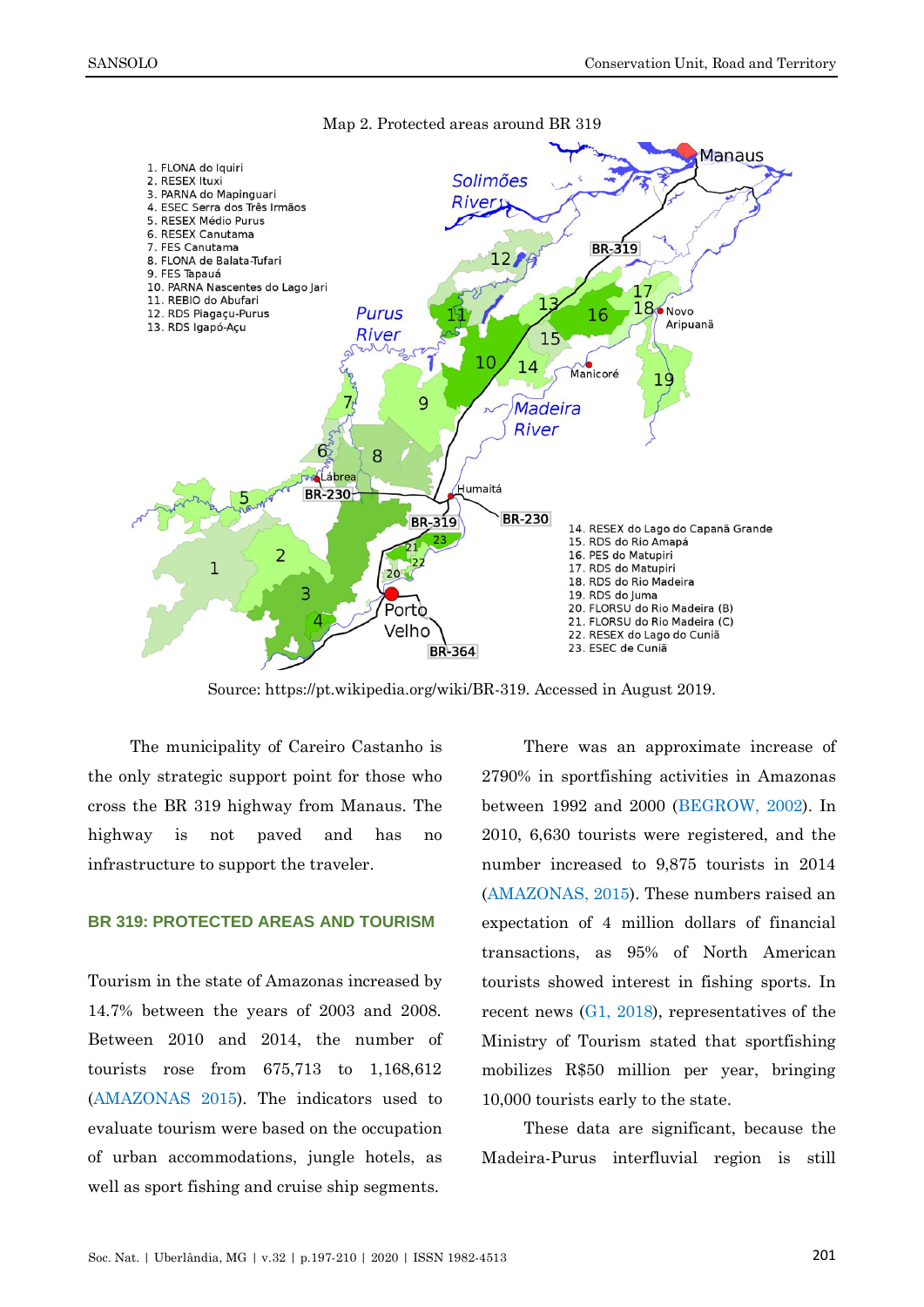Map 2. Protected areas around BR 319

1. FLONA do Iquiri
2. RESEX Ituxi
3. PARNA do Mapinguari
4. ESEC Serra dos Três Irmãos
5. RESEX Médio Purus
6. RESEX Canutama
7. FES Canutama
8. FLONA de Balata-Tufari
9. FES Tapauá
10. PARNA Nascentes do Lago Jari
11. REBIO do Abufari
12. RDS Piagaçu-Purus
13. RDS Igapó-Açu
14. RESEX do Lago do Capanã Grande
15. RDS do Rio Amapá
16. PES do Matupiri
17. RDS do Matupiri
18. RDS do Rio Madeira
19. RDS do Juma
20. FLORSU do Rio Madeira (B)
21. FLORSU do Rio Madeira (C)
22. RESEX do Lago do Cuniã
23. ESEC de Cuniã

Source: https://pt.wikipedia.org/wiki/BR-319. Accessed in August 2019.

The municipality of Careiro Castanho is the only strategic support point for those who cross the BR 319 highway from Manaus. The highway is not paved and has no infrastructure to support the traveler.

## BR 319: PROTECTED AREAS AND TOURISM

Tourism in the state of Amazonas increased by 14.7% between the years of 2003 and 2008. Between 2010 and 2014, the number of tourists rose from 675,713 to 1,168,612 (AMAZONAS 2015). The indicators used to evaluate tourism were based on the occupation of urban accommodations, jungle hotels, as well as sport fishing and cruise ship segments.

There was an approximate increase of 2790% in sportfishing activities in Amazonas between 1992 and 2000 (BEGROW, 2002). In 2010, 6,630 tourists were registered, and the number increased to 9,875 tourists in 2014 (AMAZONAS, 2015). These numbers raised an expectation of 4 million dollars of financial transactions, as 95% of North American tourists showed interest in fishing sports. In recent news (G1, 2018), representatives of the Ministry of Tourism stated that sportfishing mobilizes R$50 million per year, bringing 10,000 tourists early to the state.

These data are significant, because the Madeira-Purus interfluvial region is still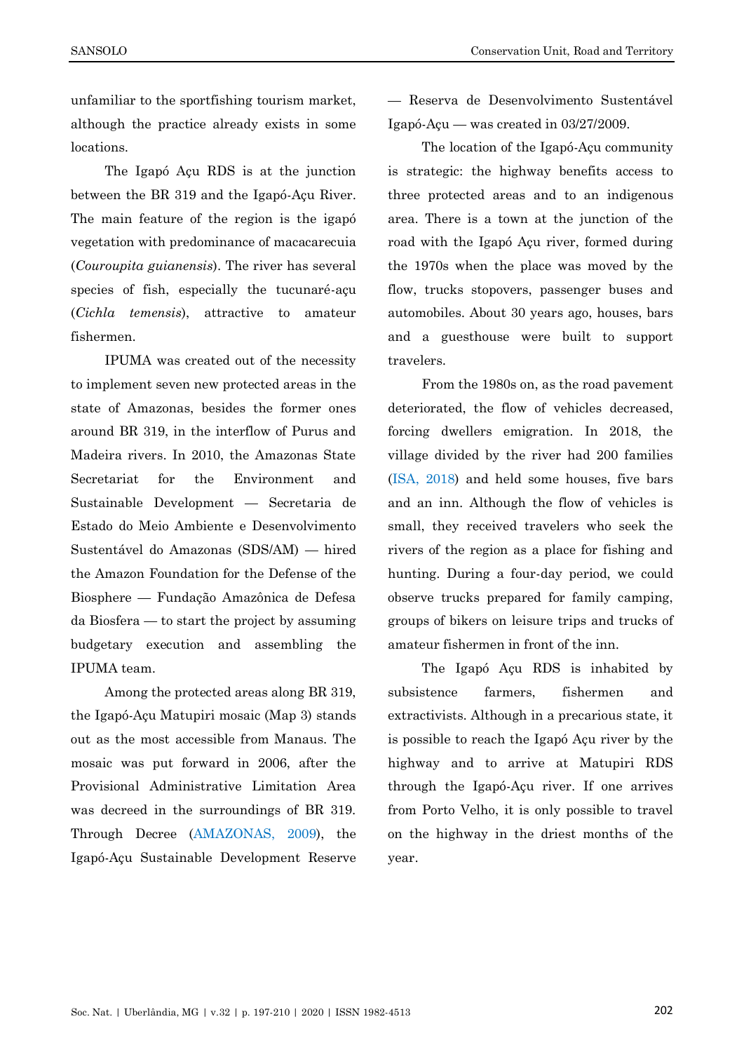unfamiliar to the sportfishing tourism market, although the practice already exists in some locations.

The Igapó Açu RDS is at the junction between the BR 319 and the Igapó-Açu River. The main feature of the region is the igapó vegetation with predominance of macacarecuia (*Couroupita guianensis*). The river has several species of fish, especially the tucunaré-açu (*Cichla temensis*), attractive to amateur fishermen.

IPUMA was created out of the necessity to implement seven new protected areas in the state of Amazonas, besides the former ones around BR 319, in the interflow of Purus and Madeira rivers. In 2010, the Amazonas State Secretariat for the Environment and Sustainable Development — Secretaria de Estado do Meio Ambiente e Desenvolvimento Sustentável do Amazonas (SDS/AM) — hired the Amazon Foundation for the Defense of the Biosphere — Fundação Amazônica de Defesa da Biosfera — to start the project by assuming budgetary execution and assembling the IPUMA team.

Among the protected areas along BR 319, the Igapó-Açu Matupiri mosaic (Map 3) stands out as the most accessible from Manaus. The mosaic was put forward in 2006, after the Provisional Administrative Limitation Area was decreed in the surroundings of BR 319. Through Decree (AMAZONAS, 2009), the Igapó-Açu Sustainable Development Reserve — Reserva de Desenvolvimento Sustentável Igapó-Açu — was created in 03/27/2009.

The location of the Igapó-Açu community is strategic: the highway benefits access to three protected areas and to an indigenous area. There is a town at the junction of the road with the Igapó Açu river, formed during the 1970s when the place was moved by the flow, trucks stopovers, passenger buses and automobiles. About 30 years ago, houses, bars and a guesthouse were built to support travelers.

From the 1980s on, as the road pavement deteriorated, the flow of vehicles decreased, forcing dwellers emigration. In 2018, the village divided by the river had 200 families (ISA, 2018) and held some houses, five bars and an inn. Although the flow of vehicles is small, they received travelers who seek the rivers of the region as a place for fishing and hunting. During a four-day period, we could observe trucks prepared for family camping, groups of bikers on leisure trips and trucks of amateur fishermen in front of the inn.

The Igapó Açu RDS is inhabited by subsistence farmers, fishermen and extractivists. Although in a precarious state, it is possible to reach the Igapó Açu river by the highway and to arrive at Matupiri RDS through the Igapó-Açu river. If one arrives from Porto Velho, it is only possible to travel on the highway in the driest months of the year.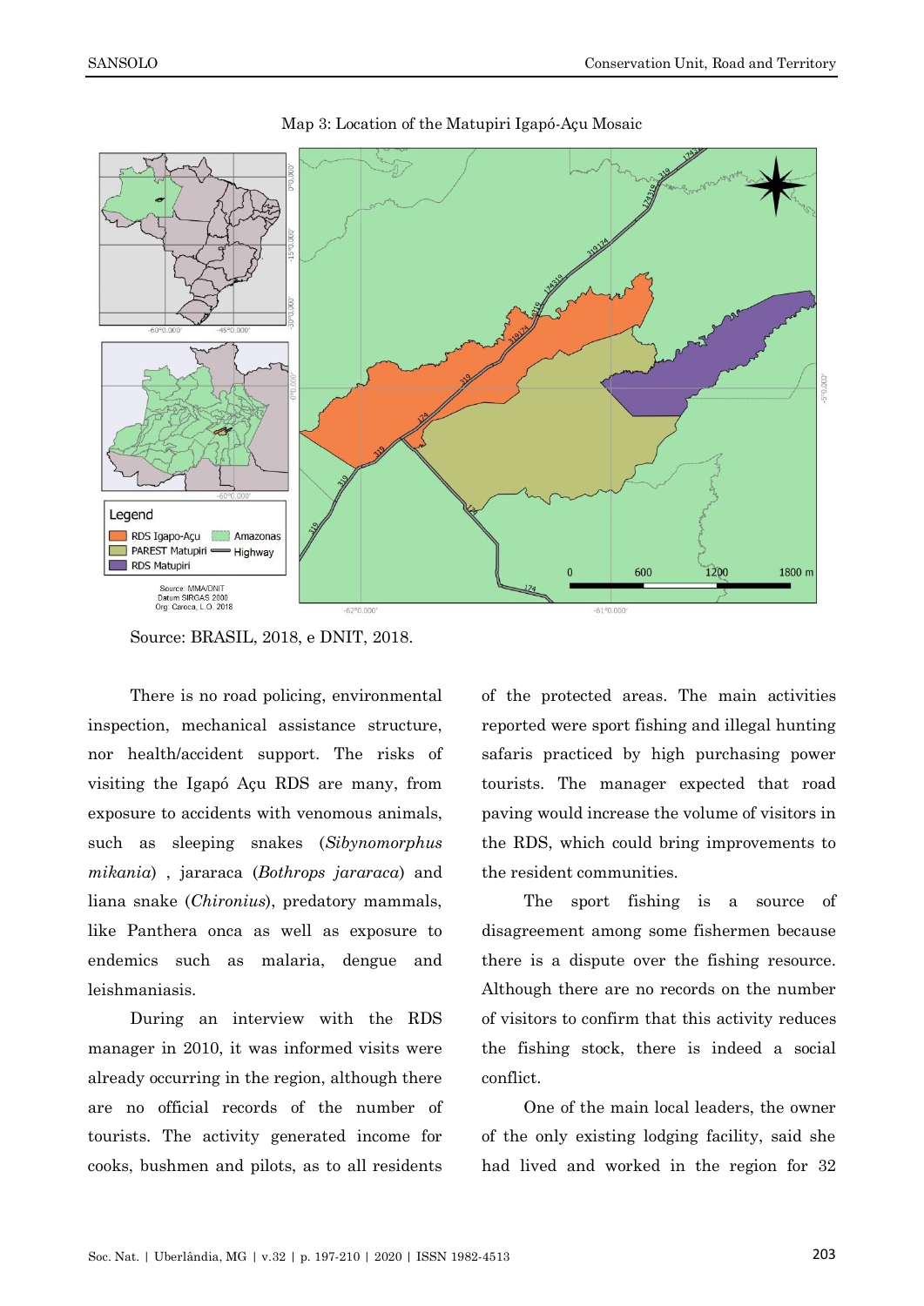Map 3: Location of the Matupiri Igapó-Açu Mosaic

Source: BRASIL, 2018, e DNIT, 2018.

There is no road policing, environmental inspection, mechanical assistance structure, nor health/accident support. The risks of visiting the Igapó Açu RDS are many, from exposure to accidents with venomous animals, such as sleeping snakes (*Sibynomorphus mikania*) , jararaca (*Bothrops jararaca*) and liana snake (*Chironius*), predatory mammals, like Panthera onca as well as exposure to endemics such as malaria, dengue and leishmaniasis.

During an interview with the RDS manager in 2010, it was informed visits were already occurring in the region, although there are no official records of the number of tourists. The activity generated income for cooks, bushmen and pilots, as to all residents of the protected areas. The main activities reported were sport fishing and illegal hunting safaris practiced by high purchasing power tourists. The manager expected that road paving would increase the volume of visitors in the RDS, which could bring improvements to the resident communities.

The sport fishing is a source of disagreement among some fishermen because there is a dispute over the fishing resource. Although there are no records on the number of visitors to confirm that this activity reduces the fishing stock, there is indeed a social conflict.

One of the main local leaders, the owner of the only existing lodging facility, said she had lived and worked in the region for 32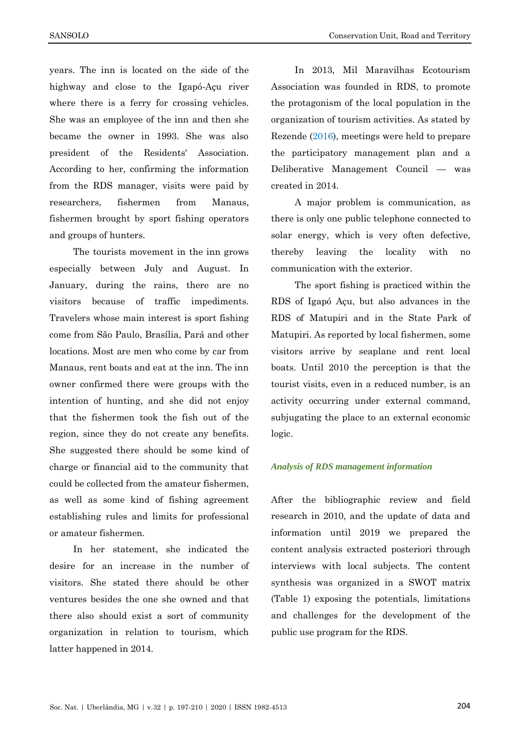years. The inn is located on the side of the highway and close to the Igapó-Açu river where there is a ferry for crossing vehicles. She was an employee of the inn and then she became the owner in 1993. She was also president of the Residents' Association. According to her, confirming the information from the RDS manager, visits were paid by researchers, fishermen from Manaus, fishermen brought by sport fishing operators and groups of hunters.

The tourists movement in the inn grows especially between July and August. In January, during the rains, there are no visitors because of traffic impediments. Travelers whose main interest is sport fishing come from São Paulo, Brasília, Pará and other locations. Most are men who come by car from Manaus, rent boats and eat at the inn. The inn owner confirmed there were groups with the intention of hunting, and she did not enjoy that the fishermen took the fish out of the region, since they do not create any benefits. She suggested there should be some kind of charge or financial aid to the community that could be collected from the amateur fishermen, as well as some kind of fishing agreement establishing rules and limits for professional or amateur fishermen.

In her statement, she indicated the desire for an increase in the number of visitors. She stated there should be other ventures besides the one she owned and that there also should exist a sort of community organization in relation to tourism, which latter happened in 2014.

In 2013, Mil Maravilhas Ecotourism Association was founded in RDS, to promote the protagonism of the local population in the organization of tourism activities. As stated by Rezende (2016), meetings were held to prepare the participatory management plan and a Deliberative Management Council — was created in 2014.

A major problem is communication, as there is only one public telephone connected to solar energy, which is very often defective, thereby leaving the locality with no communication with the exterior.

The sport fishing is practiced within the RDS of Igapó Açu, but also advances in the RDS of Matupiri and in the State Park of Matupiri. As reported by local fishermen, some visitors arrive by seaplane and rent local boats. Until 2010 the perception is that the tourist visits, even in a reduced number, is an activity occurring under external command, subjugating the place to an external economic logic.

### *Analysis of RDS management information*

After the bibliographic review and field research in 2010, and the update of data and information until 2019 we prepared the content analysis extracted posteriori through interviews with local subjects. The content synthesis was organized in a SWOT matrix (Table 1) exposing the potentials, limitations and challenges for the development of the public use program for the RDS.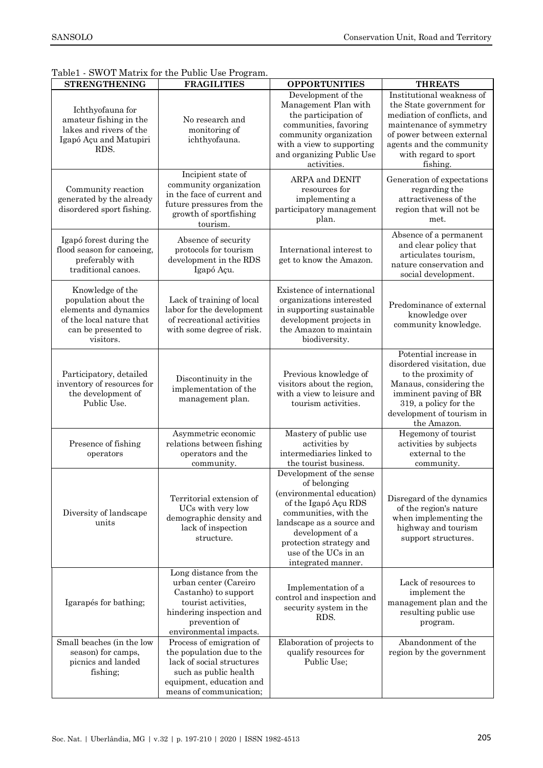Table1 - SWOT Matrix for the Public Use Program.

| STRENGTHENING | FRAGILITIES | OPPORTUNITIES | THREATS |
|---|---|---|---|
| Ichthyofauna for amateur fishing in the lakes and rivers of the Igapó Açu and Matupiri RDS. | No research and monitoring of ichthyofauna. | Development of the Management Plan with the participation of communities, favoring community organization with a view to supporting and organizing Public Use activities. | Institutional weakness of the State government for mediation of conflicts, and maintenance of symmetry of power between external agents and the community with regard to sport fishing. |
| Community reaction generated by the already disordered sport fishing. | Incipient state of community organization in the face of current and future pressures from the growth of sportfishing tourism. | ARPA and DENIT resources for implementing a participatory management plan. | Generation of expectations regarding the attractiveness of the region that will not be met. |
| Igapó forest during the flood season for canoeing, preferably with traditional canoes. | Absence of security protocols for tourism development in the RDS Igapó Açu. | International interest to get to know the Amazon. | Absence of a permanent and clear policy that articulates tourism, nature conservation and social development. |
| Knowledge of the population about the elements and dynamics of the local nature that can be presented to visitors. | Lack of training of local labor for the development of recreational activities with some degree of risk. | Existence of international organizations interested in supporting sustainable development projects in the Amazon to maintain biodiversity. | Predominance of external knowledge over community knowledge. |
| Participatory, detailed inventory of resources for the development of Public Use. | Discontinuity in the implementation of the management plan. | Previous knowledge of visitors about the region, with a view to leisure and tourism activities. | Potential increase in disordered visitation, due to the proximity of Manaus, considering the imminent paving of BR 319, a policy for the development of tourism in the Amazon. |
| Presence of fishing operators | Asymmetric economic relations between fishing operators and the community. | Mastery of public use activities by intermediaries linked to the tourist business. | Hegemony of tourist activities by subjects external to the community. |
| Diversity of landscape units | Territorial extension of UCs with very low demographic density and lack of inspection structure. | Development of the sense of belonging (environmental education) of the Igapó Açu RDS communities, with the landscape as a source and development of a protection strategy and use of the UCs in an integrated manner. | Disregard of the dynamics of the region's nature when implementing the highway and tourism support structures. |
| Igarapés for bathing; | Long distance from the urban center (Careiro Castanho) to support tourist activities, hindering inspection and prevention of environmental impacts. | Implementation of a control and inspection and security system in the RDS. | Lack of resources to implement the management plan and the resulting public use program. |
| Small beaches (in the low season) for camps, picnics and landed fishing; | Process of emigration of the population due to the lack of social structures such as public health equipment, education and means of communication; | Elaboration of projects to qualify resources for Public Use; | Abandonment of the region by the government |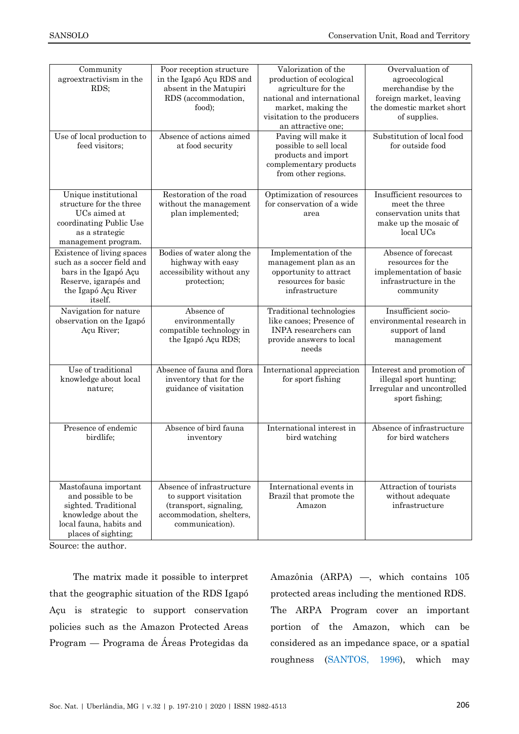| Community agroextractivism in the RDS; | Poor reception structure in the Igapó Açu RDS and absent in the Matupiri RDS (accommodation, food); | Valorization of the production of ecological agriculture for the national and international market, making the visitation to the producers an attractive one; | Overvaluation of agroecological merchandise by the foreign market, leaving the domestic market short of supplies. |
|---|---|---|---|
| Use of local production to feed visitors; | Absence of actions aimed at food security | Paving will make it possible to sell local products and import complementary products from other regions. | Substitution of local food for outside food |
| Unique institutional structure for the three UCs aimed at coordinating Public Use as a strategic management program. | Restoration of the road without the management plan implemented; | Optimization of resources for conservation of a wide area | Insufficient resources to meet the three conservation units that make up the mosaic of local UCs |
| Existence of living spaces such as a soccer field and bars in the Igapó Açu Reserve, igarapés and the Igapó Açu River itself. | Bodies of water along the highway with easy accessibility without any protection; | Implementation of the management plan as an opportunity to attract resources for basic infrastructure | Absence of forecast resources for the implementation of basic infrastructure in the community |
| Navigation for nature observation on the Igapó Açu River; | Absence of environmentally compatible technology in the Igapó Açu RDS; | Traditional technologies like canoes; Presence of INPA researchers can provide answers to local needs | Insufficient socio-environmental research in support of land management |
| Use of traditional knowledge about local nature; | Absence of fauna and flora inventory that for the guidance of visitation | International appreciation for sport fishing | Interest and promotion of illegal sport hunting; Irregular and uncontrolled sport fishing; |
| Presence of endemic birdlife; | Absence of bird fauna inventory | International interest in bird watching | Absence of infrastructure for bird watchers |
| Mastofauna important and possible to be sighted. Traditional knowledge about the local fauna, habits and places of sighting; | Absence of infrastructure to support visitation (transport, signaling, accommodation, shelters, communication). | International events in Brazil that promote the Amazon | Attraction of tourists without adequate infrastructure |

Source: the author.

The matrix made it possible to interpret that the geographic situation of the RDS Igapó Açu is strategic to support conservation policies such as the Amazon Protected Areas Program — Programa de Áreas Protegidas da Amazônia (ARPA) —, which contains 105 protected areas including the mentioned RDS. The ARPA Program cover an important portion of the Amazon, which can be considered as an impedance space, or a spatial roughness (SANTOS, 1996), which may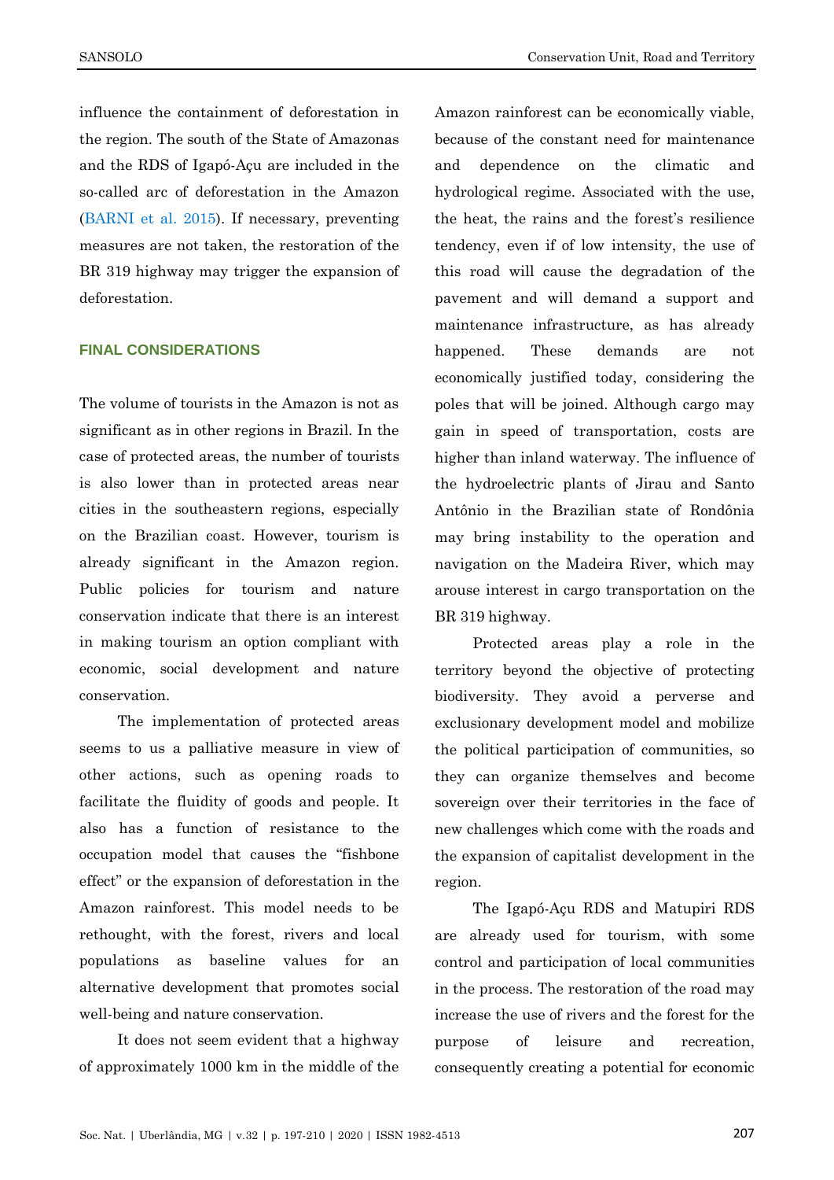influence the containment of deforestation in the region. The south of the State of Amazonas and the RDS of Igapó-Açu are included in the so-called arc of deforestation in the Amazon (BARNI et al. 2015). If necessary, preventing measures are not taken, the restoration of the BR 319 highway may trigger the expansion of deforestation.

## FINAL CONSIDERATIONS

The volume of tourists in the Amazon is not as significant as in other regions in Brazil. In the case of protected areas, the number of tourists is also lower than in protected areas near cities in the southeastern regions, especially on the Brazilian coast. However, tourism is already significant in the Amazon region. Public policies for tourism and nature conservation indicate that there is an interest in making tourism an option compliant with economic, social development and nature conservation.

The implementation of protected areas seems to us a palliative measure in view of other actions, such as opening roads to facilitate the fluidity of goods and people. It also has a function of resistance to the occupation model that causes the "fishbone effect" or the expansion of deforestation in the Amazon rainforest. This model needs to be rethought, with the forest, rivers and local populations as baseline values for an alternative development that promotes social well-being and nature conservation.

It does not seem evident that a highway of approximately 1000 km in the middle of the Amazon rainforest can be economically viable, because of the constant need for maintenance and dependence on the climatic and hydrological regime. Associated with the use, the heat, the rains and the forest's resilience tendency, even if of low intensity, the use of this road will cause the degradation of the pavement and will demand a support and maintenance infrastructure, as has already happened. These demands are not economically justified today, considering the poles that will be joined. Although cargo may gain in speed of transportation, costs are higher than inland waterway. The influence of the hydroelectric plants of Jirau and Santo Antônio in the Brazilian state of Rondônia may bring instability to the operation and navigation on the Madeira River, which may arouse interest in cargo transportation on the BR 319 highway.

Protected areas play a role in the territory beyond the objective of protecting biodiversity. They avoid a perverse and exclusionary development model and mobilize the political participation of communities, so they can organize themselves and become sovereign over their territories in the face of new challenges which come with the roads and the expansion of capitalist development in the region.

The Igapó-Açu RDS and Matupiri RDS are already used for tourism, with some control and participation of local communities in the process. The restoration of the road may increase the use of rivers and the forest for the purpose of leisure and recreation, consequently creating a potential for economic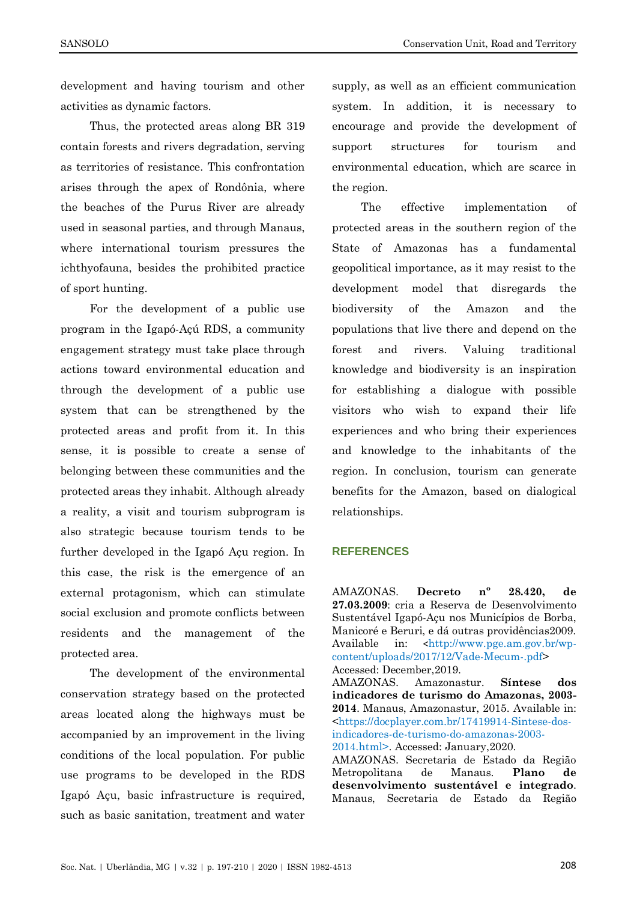development and having tourism and other activities as dynamic factors.

Thus, the protected areas along BR 319 contain forests and rivers degradation, serving as territories of resistance. This confrontation arises through the apex of Rondônia, where the beaches of the Purus River are already used in seasonal parties, and through Manaus, where international tourism pressures the ichthyofauna, besides the prohibited practice of sport hunting.

For the development of a public use program in the Igapó-Açú RDS, a community engagement strategy must take place through actions toward environmental education and through the development of a public use system that can be strengthened by the protected areas and profit from it. In this sense, it is possible to create a sense of belonging between these communities and the protected areas they inhabit. Although already a reality, a visit and tourism subprogram is also strategic because tourism tends to be further developed in the Igapó Açu region. In this case, the risk is the emergence of an external protagonism, which can stimulate social exclusion and promote conflicts between residents and the management of the protected area.

The development of the environmental conservation strategy based on the protected areas located along the highways must be accompanied by an improvement in the living conditions of the local population. For public use programs to be developed in the RDS Igapó Açu, basic infrastructure is required, such as basic sanitation, treatment and water supply, as well as an efficient communication system. In addition, it is necessary to encourage and provide the development of support structures for tourism and environmental education, which are scarce in the region.

The effective implementation of protected areas in the southern region of the State of Amazonas has a fundamental geopolitical importance, as it may resist to the development model that disregards the biodiversity of the Amazon and the populations that live there and depend on the forest and rivers. Valuing traditional knowledge and biodiversity is an inspiration for establishing a dialogue with possible visitors who wish to expand their life experiences and who bring their experiences and knowledge to the inhabitants of the region. In conclusion, tourism can generate benefits for the Amazon, based on dialogical relationships.

## REFERENCES

AMAZONAS. **Decreto nº 28.420, de 27.03.2009**: cria a Reserva de Desenvolvimento Sustentável Igapó-Açu nos Municípios de Borba, Manicoré e Beruri, e dá outras providências2009. Available in: <http://www.pge.am.gov.br/wp-content/uploads/2017/12/Vade-Mecum-.pdf> Accessed: December,2019.

AMAZONAS. Amazonastur. **Síntese dos indicadores de turismo do Amazonas, 2003-2014**. Manaus, Amazonastur, 2015. Available in: <https://docplayer.com.br/17419914-Sintese-dos-indicadores-de-turismo-do-amazonas-2003-2014.html>. Accessed: January,2020.

AMAZONAS. Secretaria de Estado da Região Metropolitana de Manaus. **Plano de desenvolvimento sustentável e integrado**. Manaus, Secretaria de Estado da Região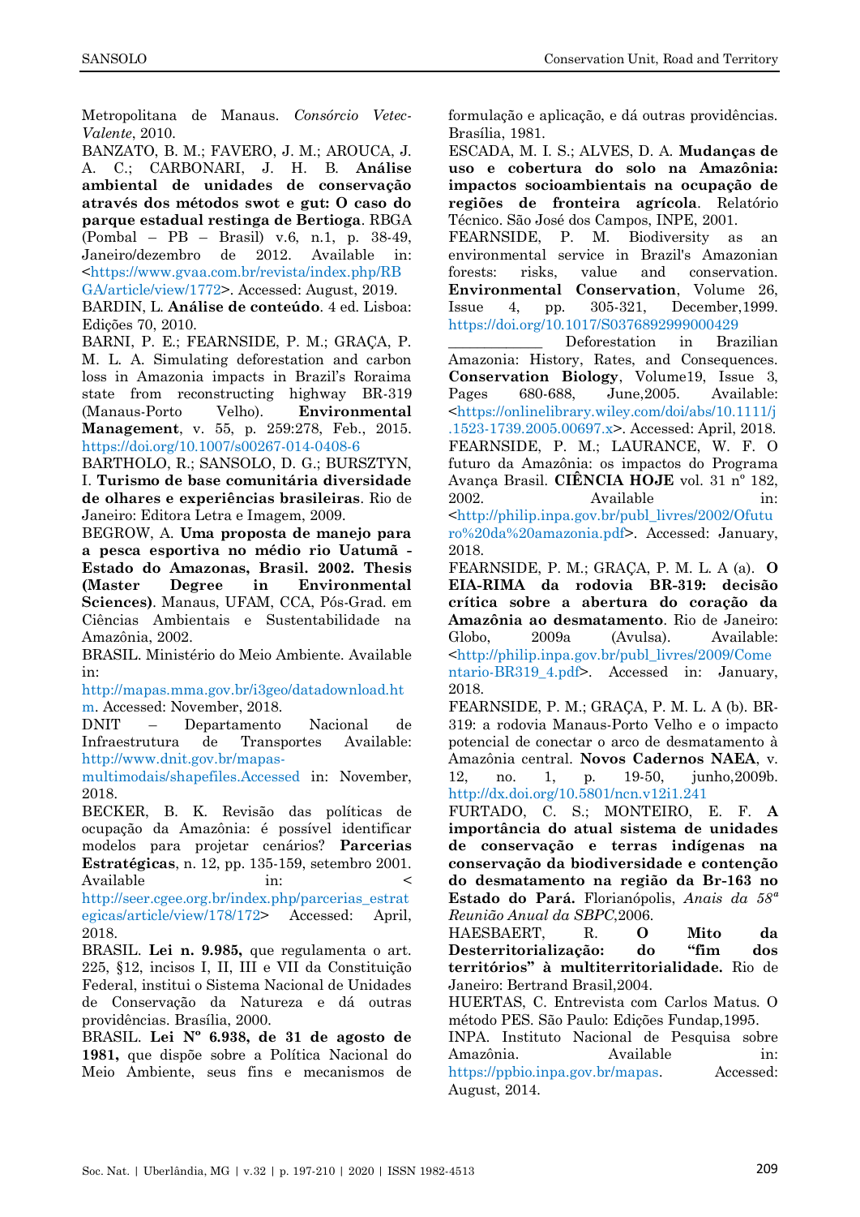Metropolitana de Manaus. *Consórcio Vetec-Valente*, 2010.

BANZATO, B. M.; FAVERO, J. M.; AROUCA, J. A. C.; CARBONARI, J. H. B. **Análise ambiental de unidades de conservação através dos métodos swot e gut: O caso do parque estadual restinga de Bertioga**. RBGA (Pombal – PB – Brasil) v.6, n.1, p. 38-49, Janeiro/dezembro de 2012. Available in: <https://www.gvaa.com.br/revista/index.php/RBGA/article/view/1772>. Accessed: August, 2019.

BARDIN, L. **Análise de conteúdo**. 4 ed. Lisboa: Edições 70, 2010.

BARNI, P. E.; FEARNSIDE, P. M.; GRAÇA, P. M. L. A. Simulating deforestation and carbon loss in Amazonia impacts in Brazil's Roraima state from reconstructing highway BR-319 (Manaus-Porto Velho). **Environmental Management**, v. 55, p. 259:278, Feb., 2015. https://doi.org/10.1007/s00267-014-0408-6

BARTHOLO, R.; SANSOLO, D. G.; BURSZTYN, I. **Turismo de base comunitária diversidade de olhares e experiências brasileiras**. Rio de Janeiro: Editora Letra e Imagem, 2009.

BEGROW, A. **Uma proposta de manejo para a pesca esportiva no médio rio Uatumã - Estado do Amazonas, Brasil. 2002. Thesis (Master Degree in Environmental Sciences)**. Manaus, UFAM, CCA, Pós-Grad. em Ciências Ambientais e Sustentabilidade na Amazônia, 2002.

BRASIL. Ministério do Meio Ambiente. Available in: http://mapas.mma.gov.br/i3geo/datadownload.htm. Accessed: November, 2018.

DNIT – Departamento Nacional de Infraestrutura de Transportes Available: http://www.dnit.gov.br/mapas-multimodais/shapefiles.Accessed in: November, 2018.

BECKER, B. K. Revisão das políticas de ocupação da Amazônia: é possível identificar modelos para projetar cenários? **Parcerias Estratégicas**, n. 12, pp. 135-159, setembro 2001. Available in: < http://seer.cgee.org.br/index.php/parcerias_estrategicas/article/view/178/172> Accessed: April, 2018.

BRASIL. **Lei n. 9.985,** que regulamenta o art. 225, §12, incisos I, II, III e VII da Constituição Federal, institui o Sistema Nacional de Unidades de Conservação da Natureza e dá outras providências. Brasília, 2000.

BRASIL. **Lei Nº 6.938, de 31 de agosto de 1981,** que dispõe sobre a Política Nacional do Meio Ambiente, seus fins e mecanismos de formulação e aplicação, e dá outras providências. Brasília, 1981.

ESCADA, M. I. S.; ALVES, D. A. **Mudanças de uso e cobertura do solo na Amazônia: impactos socioambientais na ocupação de regiões de fronteira agrícola**. Relatório Técnico. São José dos Campos, INPE, 2001.

FEARNSIDE, P. M. Biodiversity as an environmental service in Brazil's Amazonian forests: risks, value and conservation. **Environmental Conservation**, Volume 26, Issue 4, pp. 305-321, December,1999. https://doi.org/10.1017/S0376892999000429

\_\_\_\_\_\_\_\_\_\_\_\_ Deforestation in Brazilian Amazonia: History, Rates, and Consequences. **Conservation Biology**, Volume19, Issue 3, Pages 680-688, June,2005. Available: <https://onlinelibrary.wiley.com/doi/abs/10.1111/j.1523-1739.2005.00697.x>. Accessed: April, 2018.

FEARNSIDE, P. M.; LAURANCE, W. F. O futuro da Amazônia: os impactos do Programa Avança Brasil. **CIÊNCIA HOJE** vol. 31 nº 182, 2002. Available in: <http://philip.inpa.gov.br/publ_livres/2002/Ofuturo%20da%20amazonia.pdf>. Accessed: January, 2018.

FEARNSIDE, P. M.; GRAÇA, P. M. L. A (a). **O EIA-RIMA da rodovia BR-319: decisão crítica sobre a abertura do coração da Amazônia ao desmatamento**. Rio de Janeiro: Globo, 2009a (Avulsa). Available: <http://philip.inpa.gov.br/publ_livres/2009/Comentario-BR319_4.pdf>. Accessed in: January, 2018.

FEARNSIDE, P. M.; GRAÇA, P. M. L. A (b). BR-319: a rodovia Manaus-Porto Velho e o impacto potencial de conectar o arco de desmatamento à Amazônia central. **Novos Cadernos NAEA**, v. 12, no. 1, p. 19-50, junho,2009b. http://dx.doi.org/10.5801/ncn.v12i1.241

FURTADO, C. S.; MONTEIRO, E. F. **A importância do atual sistema de unidades de conservação e terras indígenas na conservação da biodiversidade e contenção do desmatamento na região da Br-163 no Estado do Pará.** Florianópolis, *Anais da 58ª Reunião Anual da SBPC*,2006.

HAESBAERT, R. **O Mito da Desterritorialização: do "fim dos territórios" à multiterritorialidade.** Rio de Janeiro: Bertrand Brasil,2004.

HUERTAS, C. Entrevista com Carlos Matus. O método PES. São Paulo: Edições Fundap,1995.

INPA. Instituto Nacional de Pesquisa sobre Amazônia. Available in: https://ppbio.inpa.gov.br/mapas. Accessed: August, 2014.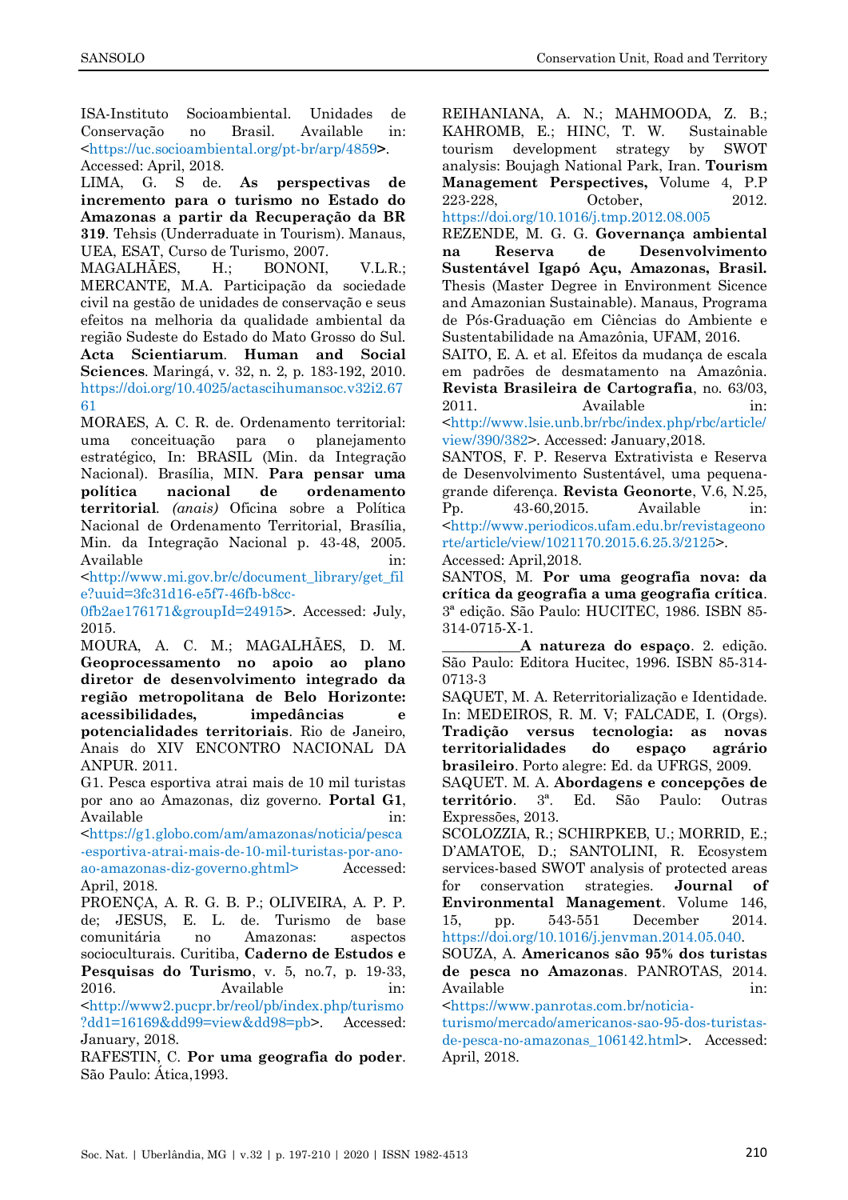ISA-Instituto Socioambiental. Unidades de Conservação no Brasil. Available in: <https://uc.socioambiental.org/pt-br/arp/4859>. Accessed: April, 2018.

LIMA, G. S de. **As perspectivas de incremento para o turismo no Estado do Amazonas a partir da Recuperação da BR 319**. Tehsis (Underraduate in Tourism). Manaus, UEA, ESAT, Curso de Turismo, 2007.

MAGALHÃES, H.; BONONI, V.L.R.; MERCANTE, M.A. Participação da sociedade civil na gestão de unidades de conservação e seus efeitos na melhoria da qualidade ambiental da região Sudeste do Estado do Mato Grosso do Sul. **Acta Scientiarum**. **Human and Social Sciences**. Maringá, v. 32, n. 2, p. 183-192, 2010. https://doi.org/10.4025/actascihumansoc.v32i2.6761

MORAES, A. C. R. de. Ordenamento territorial: uma conceituação para o planejamento estratégico, In: BRASIL (Min. da Integração Nacional). Brasília, MIN. **Para pensar uma política nacional de ordenamento territorial**. *(anais)* Oficina sobre a Política Nacional de Ordenamento Territorial, Brasília, Min. da Integração Nacional p. 43-48, 2005. Available in: <http://www.mi.gov.br/c/document_library/get_file?uuid=3fc31d16-e5f7-46fb-b8cc-0fb2ae176171&groupId=24915>. Accessed: July, 2015.

MOURA, A. C. M.; MAGALHÃES, D. M. **Geoprocessamento no apoio ao plano diretor de desenvolvimento integrado da região metropolitana de Belo Horizonte: acessibilidades, impedâncias e potencialidades territoriais**. Rio de Janeiro, Anais do XIV ENCONTRO NACIONAL DA ANPUR. 2011.

G1. Pesca esportiva atrai mais de 10 mil turistas por ano ao Amazonas, diz governo. **Portal G1**, Available in: <https://g1.globo.com/am/amazonas/noticia/pesca-esportiva-atrai-mais-de-10-mil-turistas-por-ano-ao-amazonas-diz-governo.ghtml> Accessed: April, 2018.

PROENÇA, A. R. G. B. P.; OLIVEIRA, A. P. P. de; JESUS, E. L. de. Turismo de base comunitária no Amazonas: aspectos socioculturais. Curitiba, **Caderno de Estudos e Pesquisas do Turismo**, v. 5, no.7, p. 19-33, 2016. Available in: <http://www2.pucpr.br/reol/pb/index.php/turismo?dd1=16169&dd99=view&dd98=pb>. Accessed: January, 2018.

RAFESTIN, C. **Por uma geografia do poder**. São Paulo: Ática,1993.

REIHANIANA, A. N.; MAHMOODA, Z. B.; KAHROMB, E.; HINC, T. W. Sustainable tourism development strategy by SWOT analysis: Boujagh National Park, Iran. **Tourism Management Perspectives,** Volume 4, P.P 223-228, October, 2012. https://doi.org/10.1016/j.tmp.2012.08.005

REZENDE, M. G. G. **Governança ambiental na Reserva de Desenvolvimento Sustentável Igapó Açu, Amazonas, Brasil.** Thesis (Master Degree in Environment Sicence and Amazonian Sustainable). Manaus, Programa de Pós-Graduação em Ciências do Ambiente e Sustentabilidade na Amazônia, UFAM, 2016.

SAITO, E. A. et al. Efeitos da mudança de escala em padrões de desmatamento na Amazônia. **Revista Brasileira de Cartografia**, no. 63/03, 2011. Available in: <http://www.lsie.unb.br/rbc/index.php/rbc/article/view/390/382>. Accessed: January,2018.

SANTOS, F. P. Reserva Extrativista e Reserva de Desenvolvimento Sustentável, uma pequena-grande diferença. **Revista Geonorte**, V.6, N.25, Pp. 43-60,2015. Available in: <http://www.periodicos.ufam.edu.br/revistageonorte/article/view/1021170.2015.6.25.3/2125>. Accessed: April,2018.

SANTOS, M. **Por uma geografia nova: da crítica da geografia a uma geografia crítica**. 3ª edição. São Paulo: HUCITEC, 1986. ISBN 85-314-0715-X-1.

__________**A natureza do espaço**. 2. edição. São Paulo: Editora Hucitec, 1996. ISBN 85-314-0713-3

SAQUET, M. A. Reterritorialização e Identidade. In: MEDEIROS, R. M. V; FALCADE, I. (Orgs). **Tradição versus tecnologia: as novas territorialidades do espaço agrário brasileiro**. Porto alegre: Ed. da UFRGS, 2009.

SAQUET. M. A. **Abordagens e concepções de território**. 3ª. Ed. São Paulo: Outras Expressões, 2013.

SCOLOZZIA, R.; SCHIRPKEB, U.; MORRID, E.; D'AMATOE, D.; SANTOLINI, R. Ecosystem services-based SWOT analysis of protected areas for conservation strategies. **Journal of Environmental Management**. Volume 146, 15, pp. 543-551 December 2014. https://doi.org/10.1016/j.jenvman.2014.05.040.

SOUZA, A. **Americanos são 95% dos turistas de pesca no Amazonas**. PANROTAS, 2014. Available in: <https://www.panrotas.com.br/noticia-turismo/mercado/americanos-sao-95-dos-turistas-de-pesca-no-amazonas_106142.html>. Accessed: April, 2018.